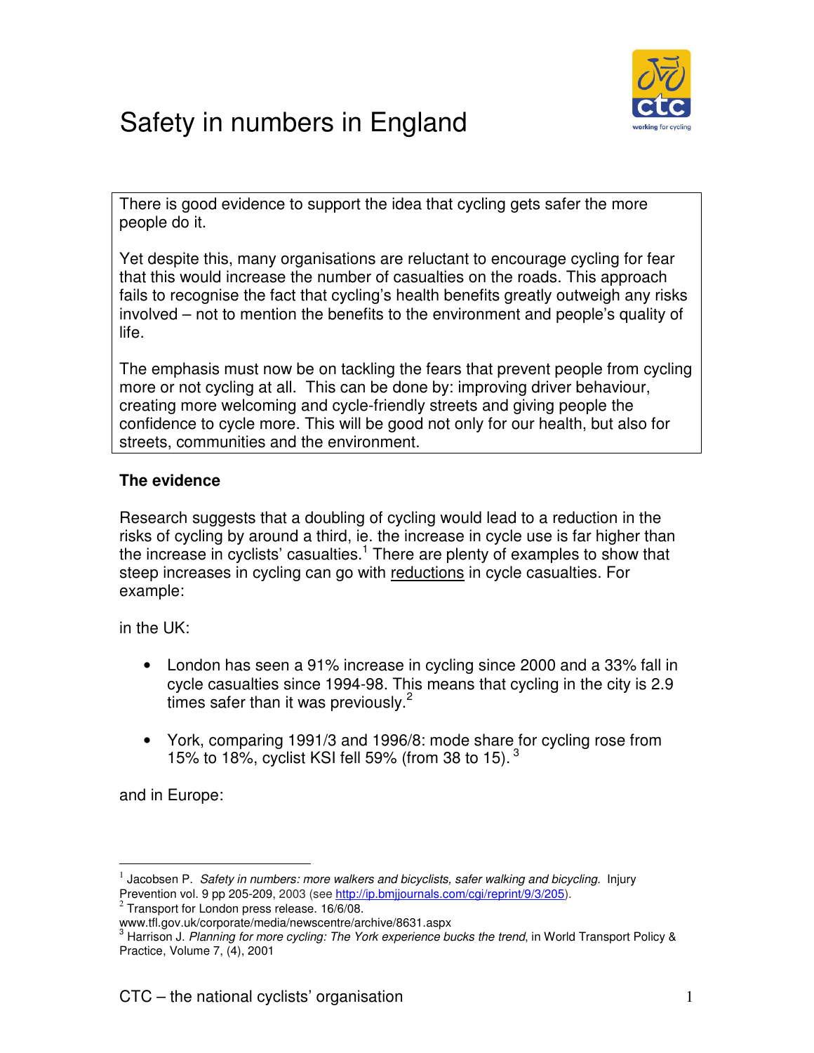# Safety in numbers in England

There is good evidence to support the idea that cycling gets safer the more people do it.

Yet despite this, many organisations are reluctant to encourage cycling for fear that this would increase the number of casualties on the roads. This approach fails to recognise the fact that cycling's health benefits greatly outweigh any risks involved – not to mention the benefits to the environment and people's quality of life.

The emphasis must now be on tackling the fears that prevent people from cycling more or not cycling at all. This can be done by: improving driver behaviour, creating more welcoming and cycle-friendly streets and giving people the confidence to cycle more. This will be good not only for our health, but also for streets, communities and the environment.

**The evidence**

Research suggests that a doubling of cycling would lead to a reduction in the risks of cycling by around a third, ie. the increase in cycle use is far higher than the increase in cyclists' casualties.[1] There are plenty of examples to show that steep increases in cycling can go with <u>reductions</u> in cycle casualties. For example:

in the UK:

- London has seen a 91% increase in cycling since 2000 and a 33% fall in cycle casualties since 1994-98. This means that cycling in the city is 2.9 times safer than it was previously.[2]

- York, comparing 1991/3 and 1996/8: mode share for cycling rose from 15% to 18%, cyclist KSI fell 59% (from 38 to 15).[3]

and in Europe:

---

[1] Jacobsen P. *Safety in numbers: more walkers and bicyclists, safer walking and bicycling.* Injury Prevention vol. 9 pp 205-209, 2003 (see http://ip.bmjjournals.com/cgi/reprint/9/3/205).

[2] Transport for London press release. 16/6/08. www.tfl.gov.uk/corporate/media/newscentre/archive/8631.aspx

[3] Harrison J. *Planning for more cycling: The York experience bucks the trend*, in World Transport Policy & Practice, Volume 7, (4), 2001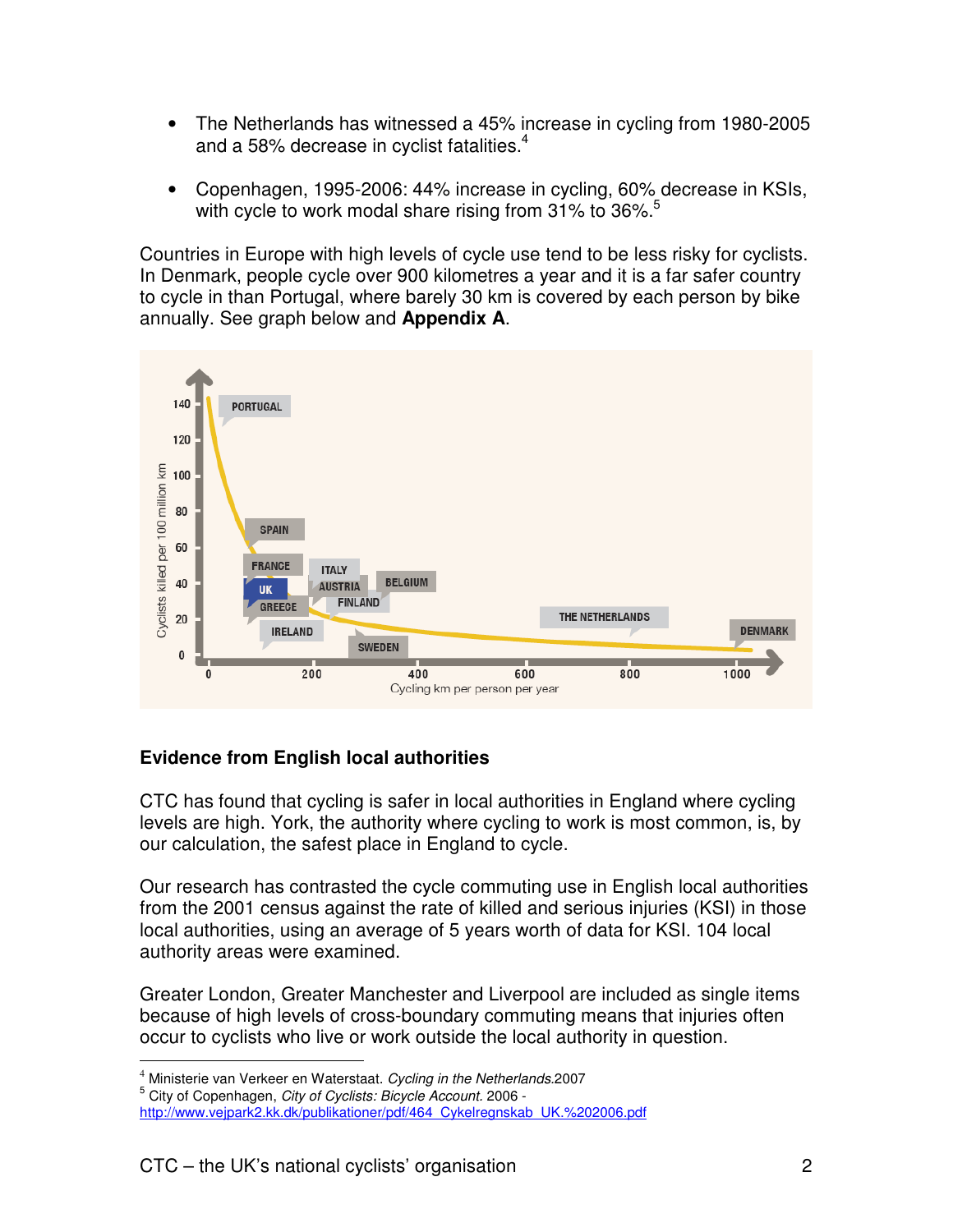- The Netherlands has witnessed a 45% increase in cycling from 1980-2005 and a 58% decrease in cyclist fatalities.[4]

- Copenhagen, 1995-2006: 44% increase in cycling, 60% decrease in KSIs, with cycle to work modal share rising from 31% to 36%.[5]

Countries in Europe with high levels of cycle use tend to be less risky for cyclists. In Denmark, people cycle over 900 kilometres a year and it is a far safer country to cycle in than Portugal, where barely 30 km is covered by each person by bike annually. See graph below and **Appendix A**.

## Evidence from English local authorities

CTC has found that cycling is safer in local authorities in England where cycling levels are high. York, the authority where cycling to work is most common, is, by our calculation, the safest place in England to cycle.

Our research has contrasted the cycle commuting use in English local authorities from the 2001 census against the rate of killed and serious injuries (KSI) in those local authorities, using an average of 5 years worth of data for KSI. 104 local authority areas were examined.

Greater London, Greater Manchester and Liverpool are included as single items because of high levels of cross-boundary commuting means that injuries often occur to cyclists who live or work outside the local authority in question.

---

[4] Ministerie van Verkeer en Waterstaat. *Cycling in the Netherlands.*2007

[5] City of Copenhagen, *City of Cyclists: Bicycle Account.* 2006 - http://www.vejpark2.kk.dk/publikationer/pdf/464_Cykelregnskab_UK.%202006.pdf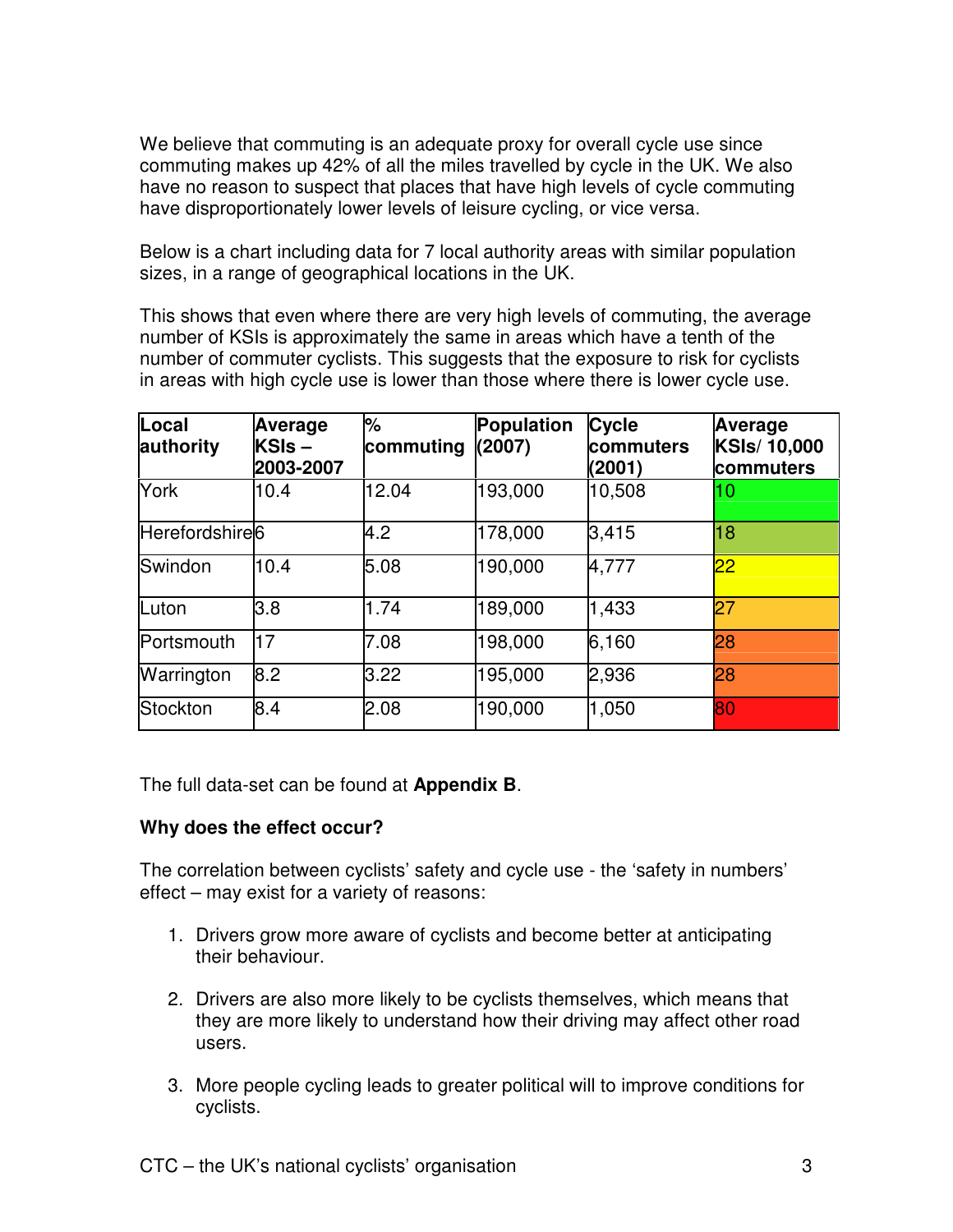We believe that commuting is an adequate proxy for overall cycle use since commuting makes up 42% of all the miles travelled by cycle in the UK. We also have no reason to suspect that places that have high levels of cycle commuting have disproportionately lower levels of leisure cycling, or vice versa.

Below is a chart including data for 7 local authority areas with similar population sizes, in a range of geographical locations in the UK.

This shows that even where there are very high levels of commuting, the average number of KSIs is approximately the same in areas which have a tenth of the number of commuter cyclists. This suggests that the exposure to risk for cyclists in areas with high cycle use is lower than those where there is lower cycle use.

| Local authority | Average KSIs – 2003-2007 | % commuting | Population (2007) | Cycle commuters (2001) | Average KSIs/ 10,000 commuters |
|---|---|---|---|---|---|
| York | 10.4 | 12.04 | 193,000 | 10,508 | 10 |
| Herefordshire | 6 | 4.2 | 178,000 | 3,415 | 18 |
| Swindon | 10.4 | 5.08 | 190,000 | 4,777 | 22 |
| Luton | 3.8 | 1.74 | 189,000 | 1,433 | 27 |
| Portsmouth | 17 | 7.08 | 198,000 | 6,160 | 28 |
| Warrington | 8.2 | 3.22 | 195,000 | 2,936 | 28 |
| Stockton | 8.4 | 2.08 | 190,000 | 1,050 | 80 |

The full data-set can be found at **Appendix B**.

**Why does the effect occur?**

The correlation between cyclists' safety and cycle use - the 'safety in numbers' effect – may exist for a variety of reasons:

1. Drivers grow more aware of cyclists and become better at anticipating their behaviour.
2. Drivers are also more likely to be cyclists themselves, which means that they are more likely to understand how their driving may affect other road users.
3. More people cycling leads to greater political will to improve conditions for cyclists.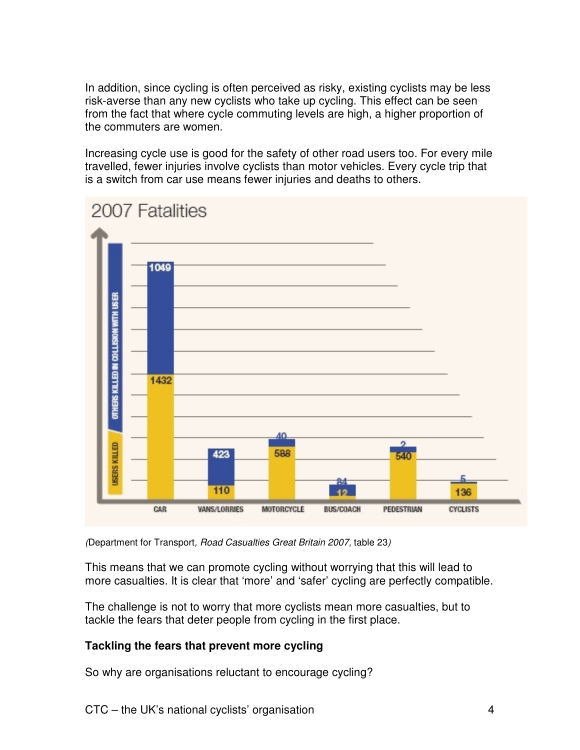In addition, since cycling is often perceived as risky, existing cyclists may be less risk-averse than any new cyclists who take up cycling. This effect can be seen from the fact that where cycle commuting levels are high, a higher proportion of the commuters are women.

Increasing cycle use is good for the safety of other road users too. For every mile travelled, fewer injuries involve cyclists than motor vehicles. Every cycle trip that is a switch from car use means fewer injuries and deaths to others.

**2007 Fatalities**

| | CAR | VANS/LORRIES | MOTORCYCLE | BUS/COACH | PEDESTRIAN | CYCLISTS |
|---|---|---|---|---|---|---|
| OTHERS KILLED IN COLLISION WITH USER | 1049 | 423 | 40 | 84 | 2 | 5 |
| USERS KILLED | 1432 | 110 | 588 | 12 | 540 | 136 |

(Department for Transport, *Road Casualties Great Britain 2007,* table 23)

This means that we can promote cycling without worrying that this will lead to more casualties. It is clear that 'more' and 'safer' cycling are perfectly compatible.

The challenge is not to worry that more cyclists mean more casualties, but to tackle the fears that deter people from cycling in the first place.

**Tackling the fears that prevent more cycling**

So why are organisations reluctant to encourage cycling?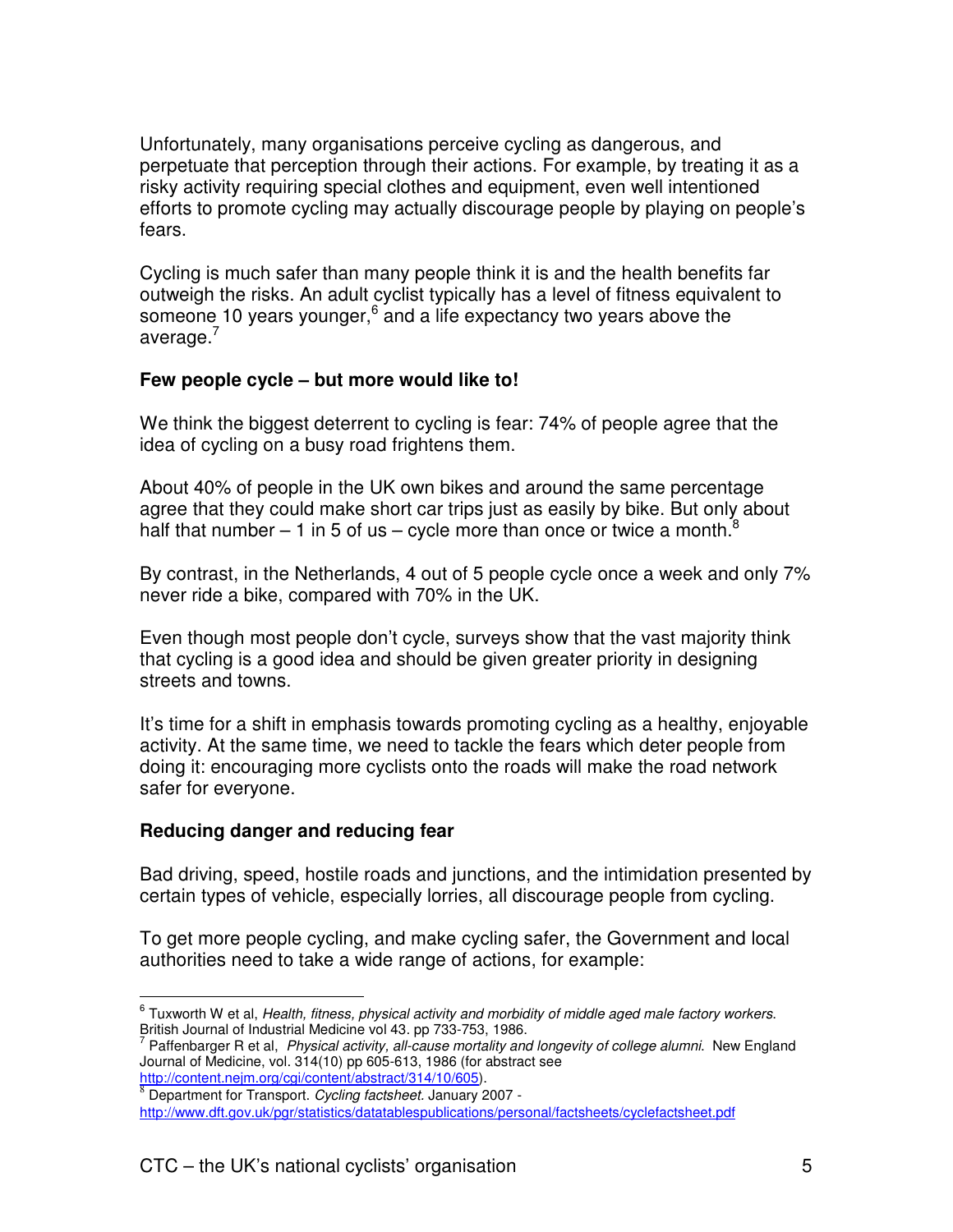Unfortunately, many organisations perceive cycling as dangerous, and perpetuate that perception through their actions. For example, by treating it as a risky activity requiring special clothes and equipment, even well intentioned efforts to promote cycling may actually discourage people by playing on people's fears.

Cycling is much safer than many people think it is and the health benefits far outweigh the risks. An adult cyclist typically has a level of fitness equivalent to someone 10 years younger,[6] and a life expectancy two years above the average.[7]

**Few people cycle – but more would like to!**

We think the biggest deterrent to cycling is fear: 74% of people agree that the idea of cycling on a busy road frightens them.

About 40% of people in the UK own bikes and around the same percentage agree that they could make short car trips just as easily by bike. But only about half that number – 1 in 5 of us – cycle more than once or twice a month.[8]

By contrast, in the Netherlands, 4 out of 5 people cycle once a week and only 7% never ride a bike, compared with 70% in the UK.

Even though most people don't cycle, surveys show that the vast majority think that cycling is a good idea and should be given greater priority in designing streets and towns.

It's time for a shift in emphasis towards promoting cycling as a healthy, enjoyable activity. At the same time, we need to tackle the fears which deter people from doing it: encouraging more cyclists onto the roads will make the road network safer for everyone.

**Reducing danger and reducing fear**

Bad driving, speed, hostile roads and junctions, and the intimidation presented by certain types of vehicle, especially lorries, all discourage people from cycling.

To get more people cycling, and make cycling safer, the Government and local authorities need to take a wide range of actions, for example:

---

[6] Tuxworth W et al, *Health, fitness, physical activity and morbidity of middle aged male factory workers*. British Journal of Industrial Medicine vol 43. pp 733-753, 1986.

[7] Paffenbarger R et al, *Physical activity, all-cause mortality and longevity of college alumni.* New England Journal of Medicine, vol. 314(10) pp 605-613, 1986 (for abstract see http://content.nejm.org/cgi/content/abstract/314/10/605).

[8] Department for Transport. *Cycling factsheet.* January 2007 - http://www.dft.gov.uk/pgr/statistics/datatablespublications/personal/factsheets/cyclefactsheet.pdf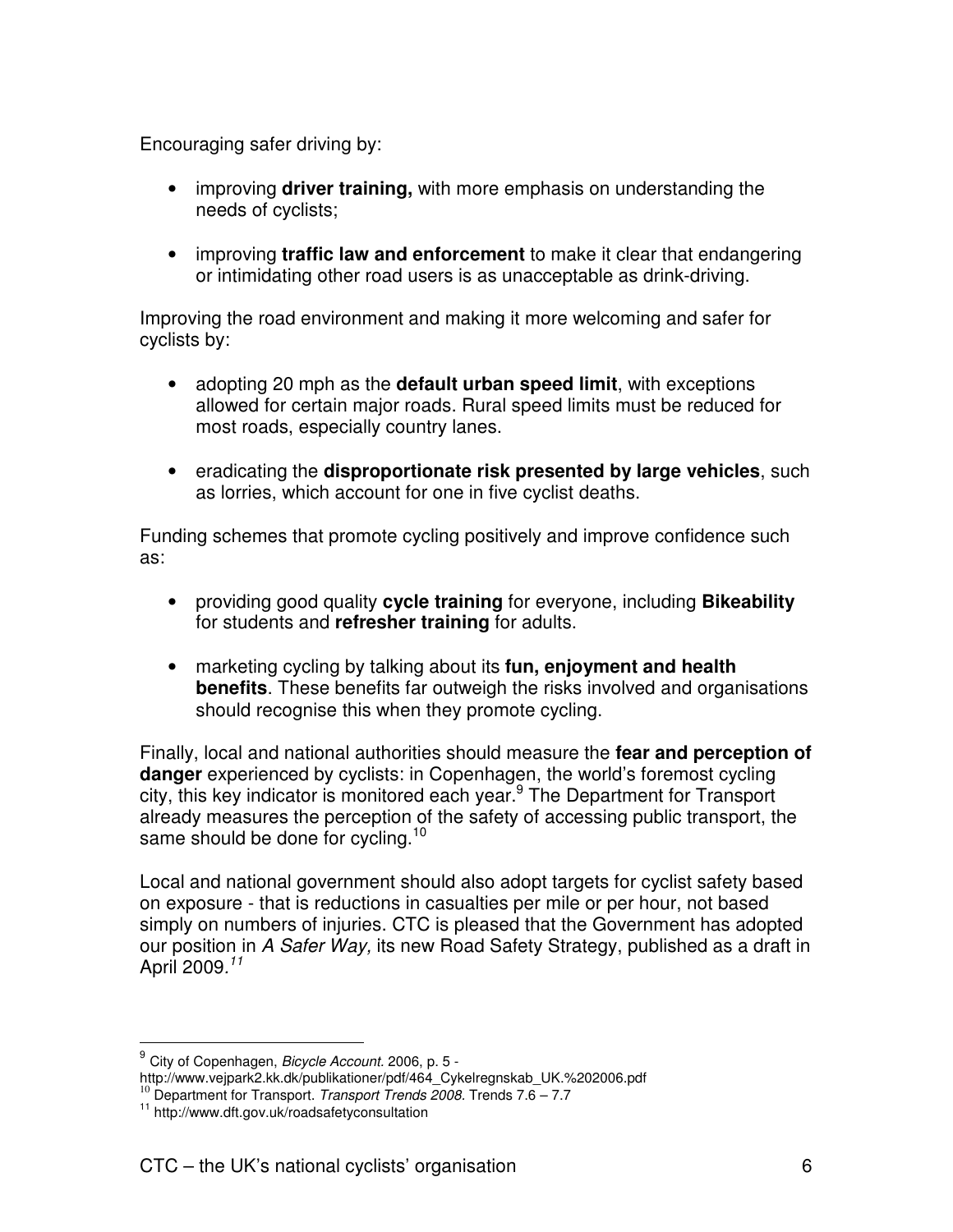Encouraging safer driving by:

- improving **driver training,** with more emphasis on understanding the needs of cyclists;

- improving **traffic law and enforcement** to make it clear that endangering or intimidating other road users is as unacceptable as drink-driving.

Improving the road environment and making it more welcoming and safer for cyclists by:

- adopting 20 mph as the **default urban speed limit**, with exceptions allowed for certain major roads. Rural speed limits must be reduced for most roads, especially country lanes.

- eradicating the **disproportionate risk presented by large vehicles**, such as lorries, which account for one in five cyclist deaths.

Funding schemes that promote cycling positively and improve confidence such as:

- providing good quality **cycle training** for everyone, including **Bikeability** for students and **refresher training** for adults.

- marketing cycling by talking about its **fun, enjoyment and health benefits**. These benefits far outweigh the risks involved and organisations should recognise this when they promote cycling.

Finally, local and national authorities should measure the **fear and perception of danger** experienced by cyclists: in Copenhagen, the world's foremost cycling city, this key indicator is monitored each year.[9] The Department for Transport already measures the perception of the safety of accessing public transport, the same should be done for cycling.[10]

Local and national government should also adopt targets for cyclist safety based on exposure - that is reductions in casualties per mile or per hour, not based simply on numbers of injuries. CTC is pleased that the Government has adopted our position in *A Safer Way,* its new Road Safety Strategy, published as a draft in April 2009.[11]

---

[9] City of Copenhagen, *Bicycle Account.* 2006, p. 5 - http://www.vejpark2.kk.dk/publikationer/pdf/464_Cykelregnskab_UK.%202006.pdf

[10] Department for Transport. *Transport Trends 2008.* Trends 7.6 – 7.7

[11] http://www.dft.gov.uk/roadsafetyconsultation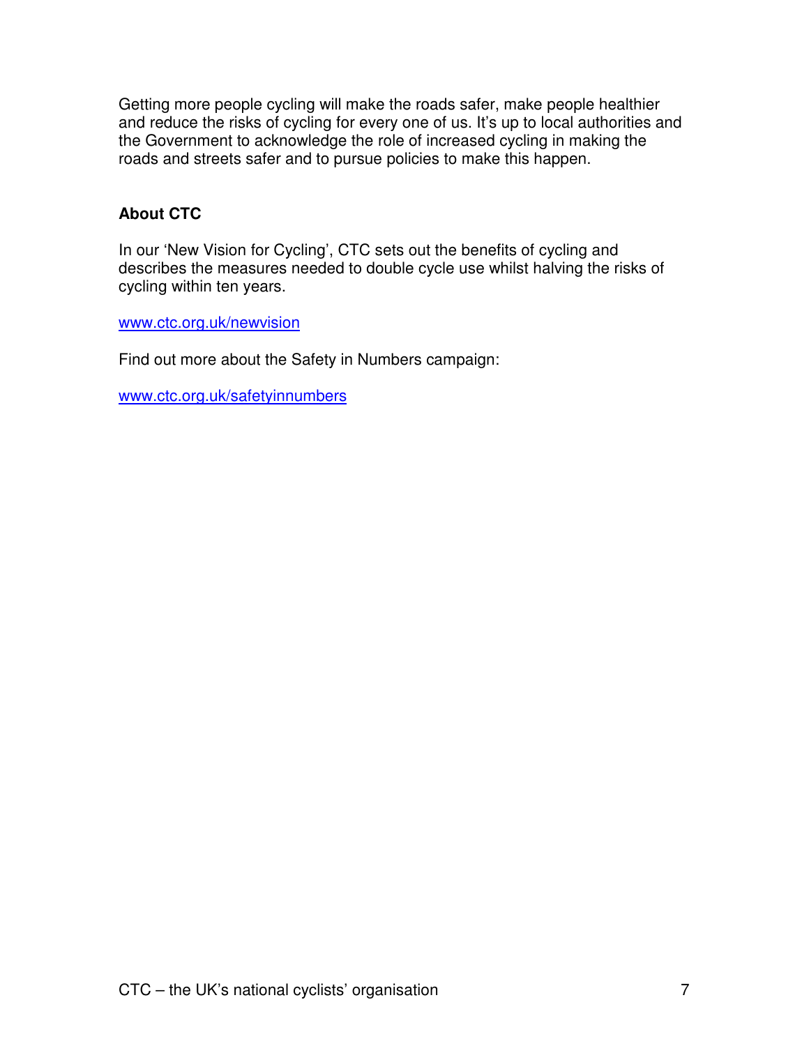Getting more people cycling will make the roads safer, make people healthier and reduce the risks of cycling for every one of us. It's up to local authorities and the Government to acknowledge the role of increased cycling in making the roads and streets safer and to pursue policies to make this happen.

**About CTC**

In our 'New Vision for Cycling', CTC sets out the benefits of cycling and describes the measures needed to double cycle use whilst halving the risks of cycling within ten years.

www.ctc.org.uk/newvision

Find out more about the Safety in Numbers campaign:

www.ctc.org.uk/safetyinnumbers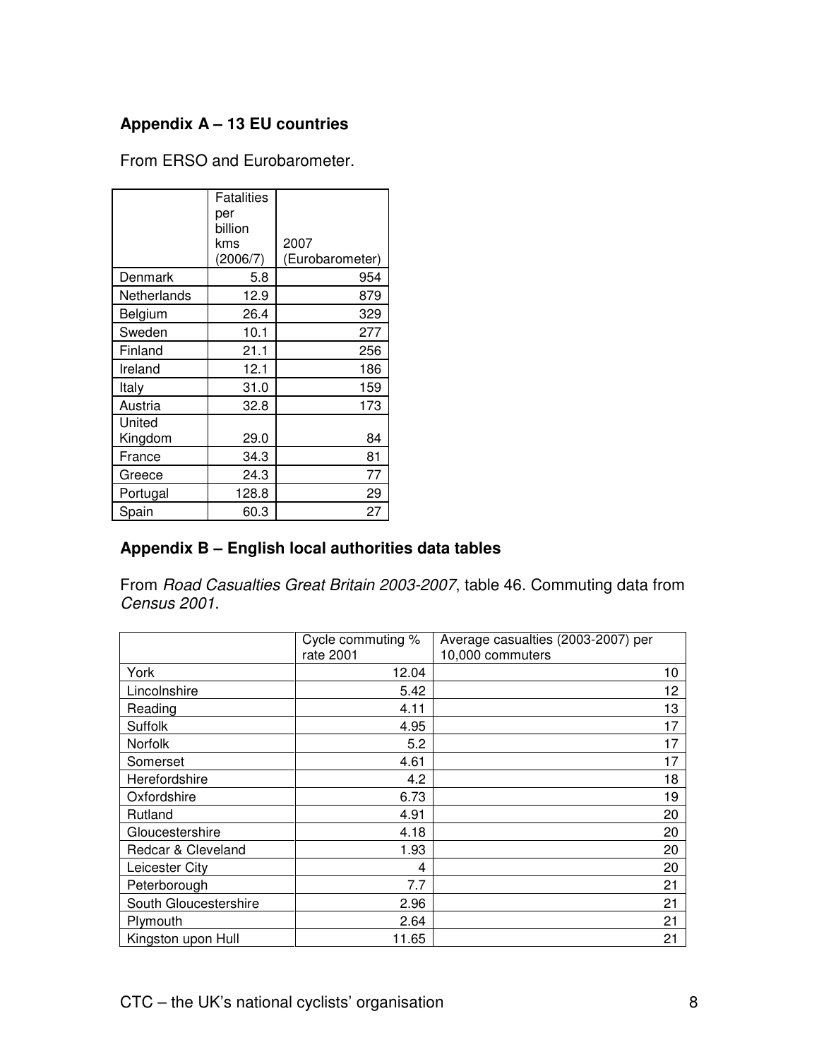## Appendix A – 13 EU countries

From ERSO and Eurobarometer.

| | Fatalities per billion kms (2006/7) | 2007 (Eurobarometer) |
|---|---|---|
| Denmark | 5.8 | 954 |
| Netherlands | 12.9 | 879 |
| Belgium | 26.4 | 329 |
| Sweden | 10.1 | 277 |
| Finland | 21.1 | 256 |
| Ireland | 12.1 | 186 |
| Italy | 31.0 | 159 |
| Austria | 32.8 | 173 |
| United Kingdom | 29.0 | 84 |
| France | 34.3 | 81 |
| Greece | 24.3 | 77 |
| Portugal | 128.8 | 29 |
| Spain | 60.3 | 27 |

## Appendix B – English local authorities data tables

From *Road Casualties Great Britain 2003-2007*, table 46. Commuting data from *Census 2001*.

| | Cycle commuting % rate 2001 | Average casualties (2003-2007) per 10,000 commuters |
|---|---|---|
| York | 12.04 | 10 |
| Lincolnshire | 5.42 | 12 |
| Reading | 4.11 | 13 |
| Suffolk | 4.95 | 17 |
| Norfolk | 5.2 | 17 |
| Somerset | 4.61 | 17 |
| Herefordshire | 4.2 | 18 |
| Oxfordshire | 6.73 | 19 |
| Rutland | 4.91 | 20 |
| Gloucestershire | 4.18 | 20 |
| Redcar & Cleveland | 1.93 | 20 |
| Leicester City | 4 | 20 |
| Peterborough | 7.7 | 21 |
| South Gloucestershire | 2.96 | 21 |
| Plymouth | 2.64 | 21 |
| Kingston upon Hull | 11.65 | 21 |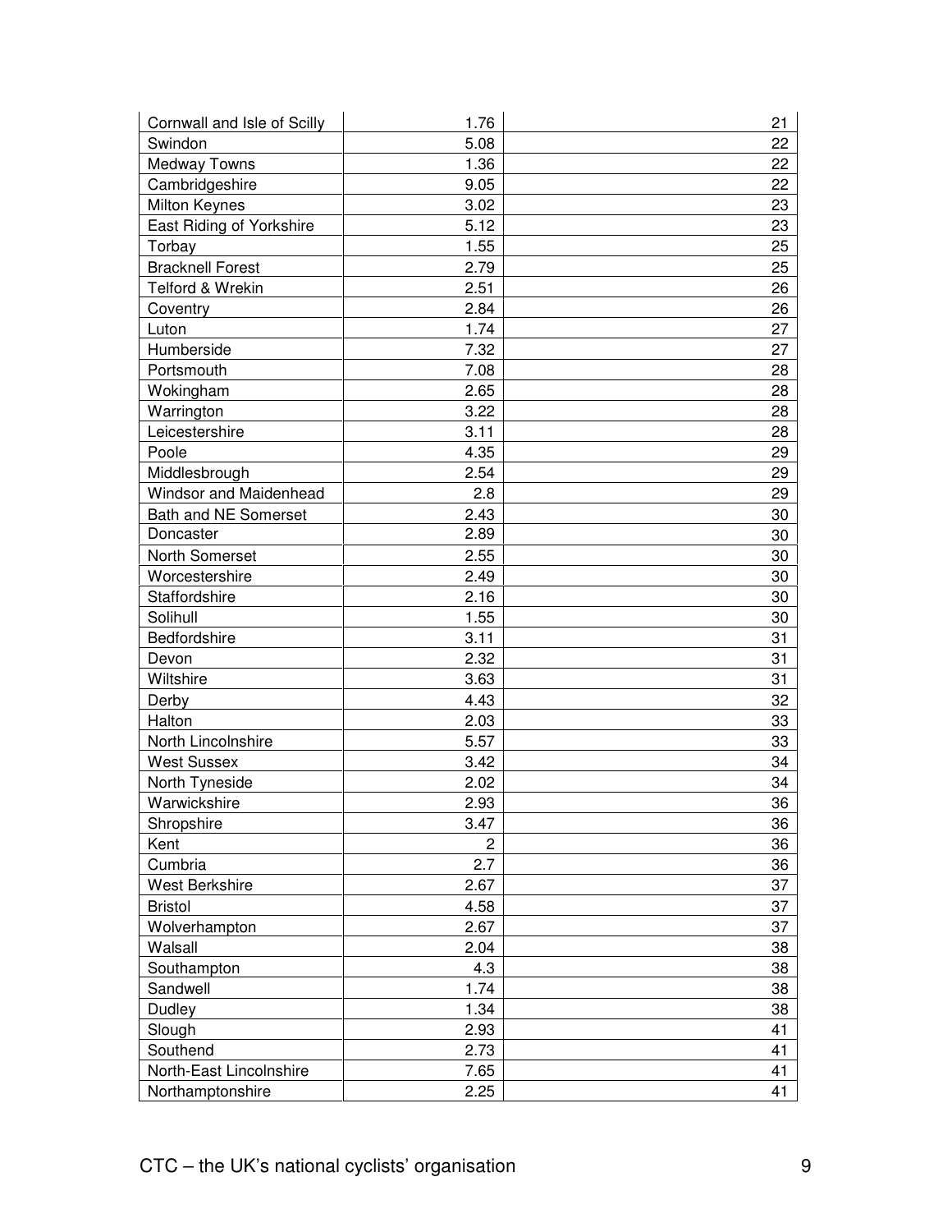| | | |
|---|---|---|
| Cornwall and Isle of Scilly | 1.76 | 21 |
| Swindon | 5.08 | 22 |
| Medway Towns | 1.36 | 22 |
| Cambridgeshire | 9.05 | 22 |
| Milton Keynes | 3.02 | 23 |
| East Riding of Yorkshire | 5.12 | 23 |
| Torbay | 1.55 | 25 |
| Bracknell Forest | 2.79 | 25 |
| Telford & Wrekin | 2.51 | 26 |
| Coventry | 2.84 | 26 |
| Luton | 1.74 | 27 |
| Humberside | 7.32 | 27 |
| Portsmouth | 7.08 | 28 |
| Wokingham | 2.65 | 28 |
| Warrington | 3.22 | 28 |
| Leicestershire | 3.11 | 28 |
| Poole | 4.35 | 29 |
| Middlesbrough | 2.54 | 29 |
| Windsor and Maidenhead | 2.8 | 29 |
| Bath and NE Somerset | 2.43 | 30 |
| Doncaster | 2.89 | 30 |
| North Somerset | 2.55 | 30 |
| Worcestershire | 2.49 | 30 |
| Staffordshire | 2.16 | 30 |
| Solihull | 1.55 | 30 |
| Bedfordshire | 3.11 | 31 |
| Devon | 2.32 | 31 |
| Wiltshire | 3.63 | 31 |
| Derby | 4.43 | 32 |
| Halton | 2.03 | 33 |
| North Lincolnshire | 5.57 | 33 |
| West Sussex | 3.42 | 34 |
| North Tyneside | 2.02 | 34 |
| Warwickshire | 2.93 | 36 |
| Shropshire | 3.47 | 36 |
| Kent | 2 | 36 |
| Cumbria | 2.7 | 36 |
| West Berkshire | 2.67 | 37 |
| Bristol | 4.58 | 37 |
| Wolverhampton | 2.67 | 37 |
| Walsall | 2.04 | 38 |
| Southampton | 4.3 | 38 |
| Sandwell | 1.74 | 38 |
| Dudley | 1.34 | 38 |
| Slough | 2.93 | 41 |
| Southend | 2.73 | 41 |
| North-East Lincolnshire | 7.65 | 41 |
| Northamptonshire | 2.25 | 41 |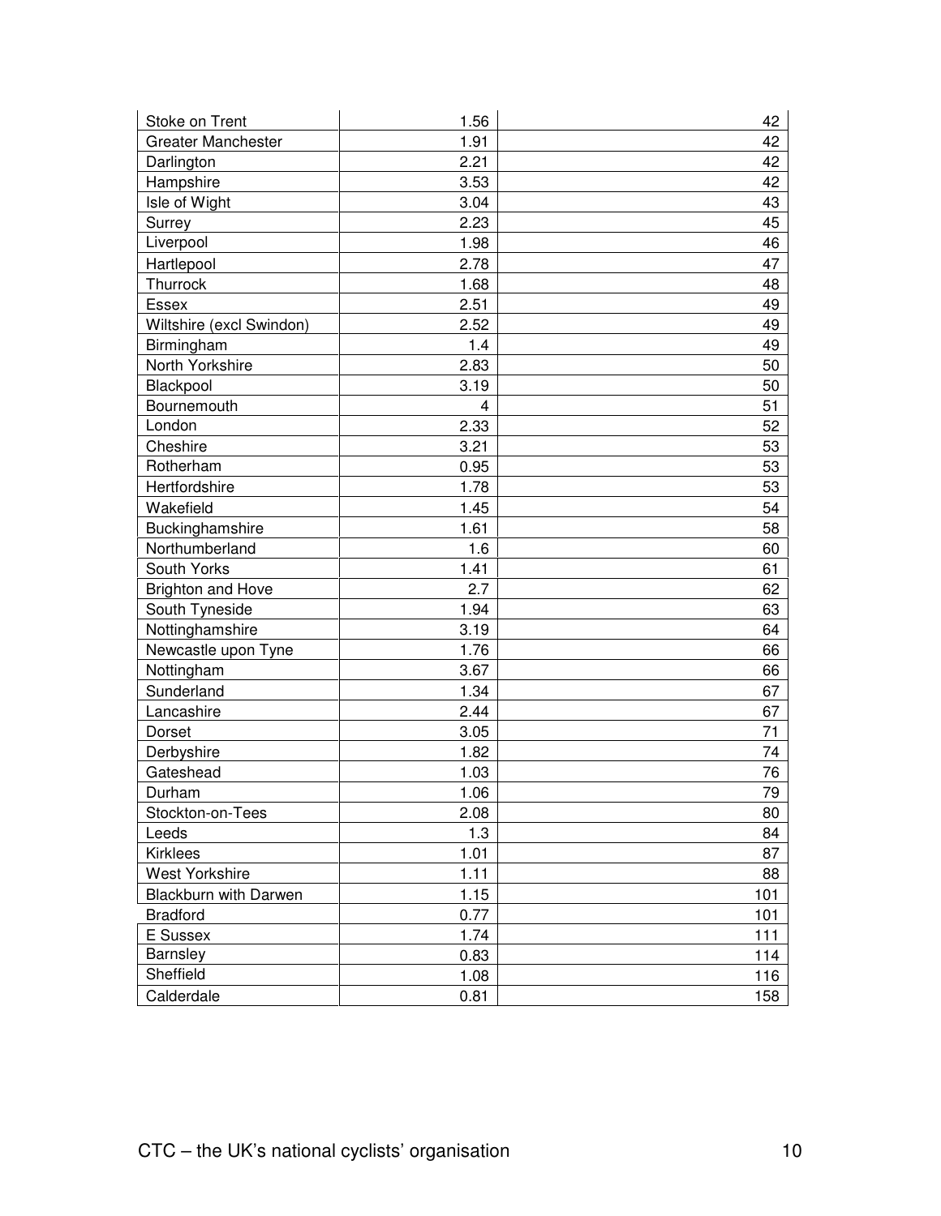| | | |
|---|---|---|
| Stoke on Trent | 1.56 | 42 |
| Greater Manchester | 1.91 | 42 |
| Darlington | 2.21 | 42 |
| Hampshire | 3.53 | 42 |
| Isle of Wight | 3.04 | 43 |
| Surrey | 2.23 | 45 |
| Liverpool | 1.98 | 46 |
| Hartlepool | 2.78 | 47 |
| Thurrock | 1.68 | 48 |
| Essex | 2.51 | 49 |
| Wiltshire (excl Swindon) | 2.52 | 49 |
| Birmingham | 1.4 | 49 |
| North Yorkshire | 2.83 | 50 |
| Blackpool | 3.19 | 50 |
| Bournemouth | 4 | 51 |
| London | 2.33 | 52 |
| Cheshire | 3.21 | 53 |
| Rotherham | 0.95 | 53 |
| Hertfordshire | 1.78 | 53 |
| Wakefield | 1.45 | 54 |
| Buckinghamshire | 1.61 | 58 |
| Northumberland | 1.6 | 60 |
| South Yorks | 1.41 | 61 |
| Brighton and Hove | 2.7 | 62 |
| South Tyneside | 1.94 | 63 |
| Nottinghamshire | 3.19 | 64 |
| Newcastle upon Tyne | 1.76 | 66 |
| Nottingham | 3.67 | 66 |
| Sunderland | 1.34 | 67 |
| Lancashire | 2.44 | 67 |
| Dorset | 3.05 | 71 |
| Derbyshire | 1.82 | 74 |
| Gateshead | 1.03 | 76 |
| Durham | 1.06 | 79 |
| Stockton-on-Tees | 2.08 | 80 |
| Leeds | 1.3 | 84 |
| Kirklees | 1.01 | 87 |
| West Yorkshire | 1.11 | 88 |
| Blackburn with Darwen | 1.15 | 101 |
| Bradford | 0.77 | 101 |
| E Sussex | 1.74 | 111 |
| Barnsley | 0.83 | 114 |
| Sheffield | 1.08 | 116 |
| Calderdale | 0.81 | 158 |